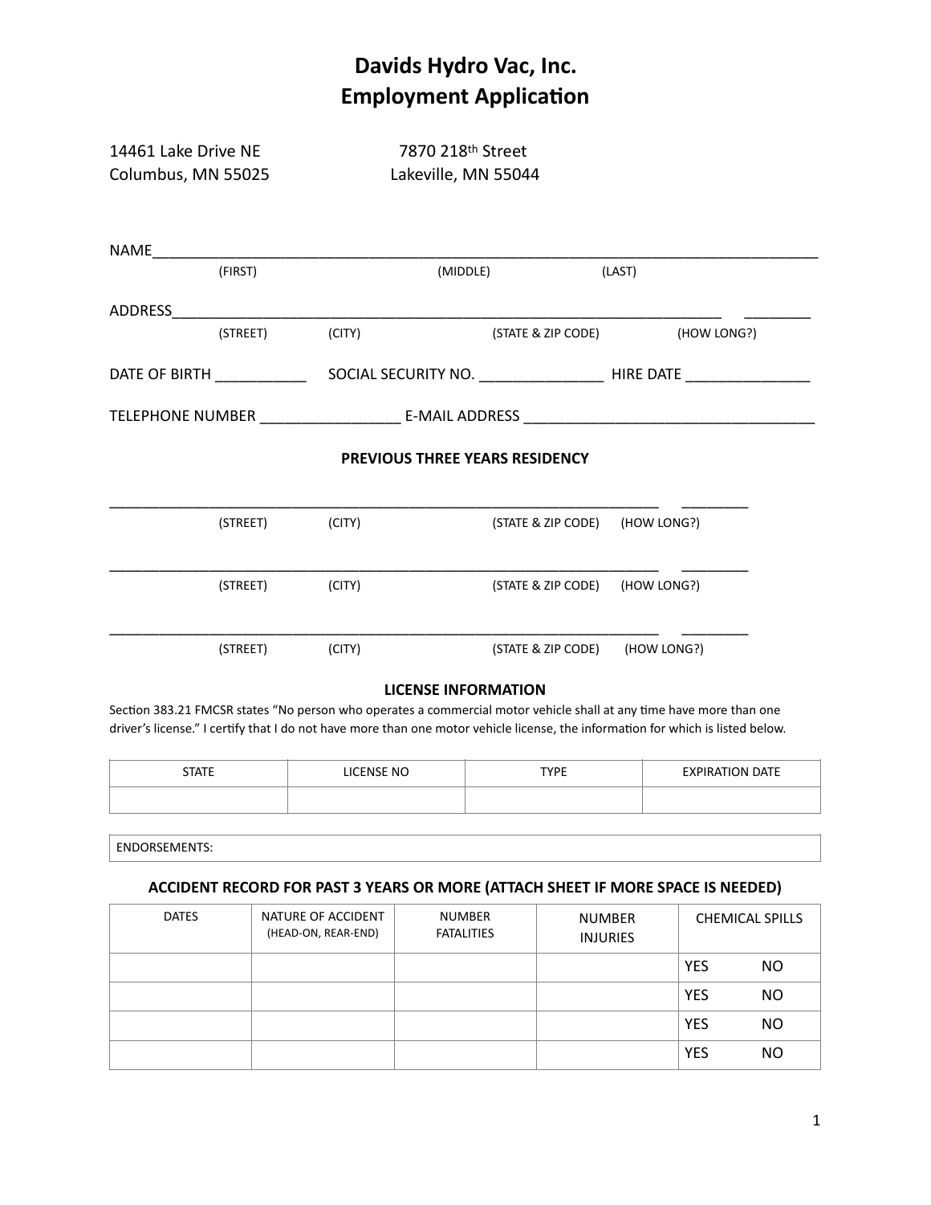# Davids Hydro Vac, Inc.
# Employment Application

14461 Lake Drive NE
Columbus, MN 55025

7870 218th Street
Lakeville, MN 55044

NAME______________________________________________________________________________
(FIRST) (MIDDLE) (LAST)

ADDRESS_________________________________________________________________ ________
(STREET) (CITY) (STATE & ZIP CODE) (HOW LONG?)

DATE OF BIRTH ___________ SOCIAL SECURITY NO. _______________ HIRE DATE _______________

TELEPHONE NUMBER _________________ E-MAIL ADDRESS __________________________________

**PREVIOUS THREE YEARS RESIDENCY**

_________________________________________________________________ ________
(STREET) (CITY) (STATE & ZIP CODE) (HOW LONG?)

_________________________________________________________________ ________
(STREET) (CITY) (STATE & ZIP CODE) (HOW LONG?)

_________________________________________________________________ ________
(STREET) (CITY) (STATE & ZIP CODE) (HOW LONG?)

**LICENSE INFORMATION**

Section 383.21 FMCSR states "No person who operates a commercial motor vehicle shall at any time have more than one driver's license." I certify that I do not have more than one motor vehicle license, the information for which is listed below.

| STATE | LICENSE NO | TYPE | EXPIRATION DATE |
|---|---|---|---|
| | | | |

| ENDORSEMENTS: |
|---|

**ACCIDENT RECORD FOR PAST 3 YEARS OR MORE (ATTACH SHEET IF MORE SPACE IS NEEDED)**

| DATES | NATURE OF ACCIDENT (HEAD-ON, REAR-END) | NUMBER FATALITIES | NUMBER INJURIES | CHEMICAL SPILLS |
|---|---|---|---|---|
| | | | | YES NO |
| | | | | YES NO |
| | | | | YES NO |
| | | | | YES NO |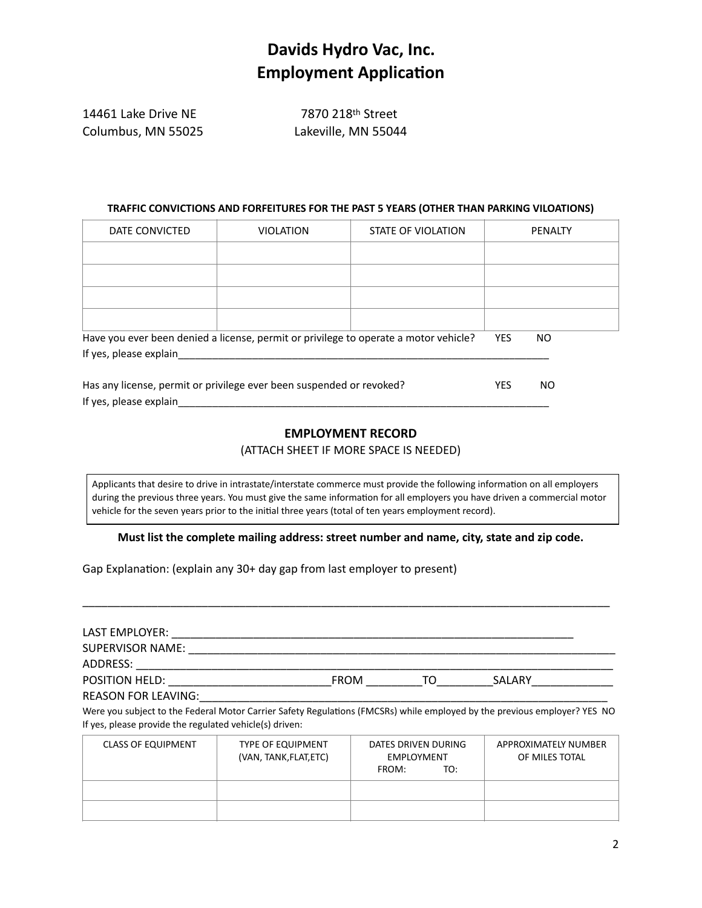# Davids Hydro Vac, Inc.
# Employment Application

14461 Lake Drive NE
Columbus, MN 55025

7870 218th Street
Lakeville, MN 55044

**TRAFFIC CONVICTIONS AND FORFEITURES FOR THE PAST 5 YEARS (OTHER THAN PARKING VILOATIONS)**

| DATE CONVICTED | VIOLATION | STATE OF VIOLATION | PENALTY |
|---|---|---|---|
| | | | |
| | | | |
| | | | |
| | | | |

Have you ever been denied a license, permit or privilege to operate a motor vehicle? YES NO
If yes, please explain___________________________________________________________________

Has any license, permit or privilege ever been suspended or revoked? YES NO
If yes, please explain___________________________________________________________________

## EMPLOYMENT RECORD

(ATTACH SHEET IF MORE SPACE IS NEEDED)

Applicants that desire to drive in intrastate/interstate commerce must provide the following information on all employers during the previous three years. You must give the same information for all employers you have driven a commercial motor vehicle for the seven years prior to the initial three years (total of ten years employment record).

**Must list the complete mailing address: street number and name, city, state and zip code.**

Gap Explanation: (explain any 30+ day gap from last employer to present)

_______________________________________________________________________________

LAST EMPLOYER: _____________________________________________________________
SUPERVISOR NAME: ___________________________________________________________
ADDRESS: __________________________________________________________________
POSITION HELD: ________________________FROM _________TO_________SALARY_____________
REASON FOR LEAVING:__________________________________________________________

Were you subject to the Federal Motor Carrier Safety Regulations (FMCSRs) while employed by the previous employer? YES NO
If yes, please provide the regulated vehicle(s) driven:

| CLASS OF EQUIPMENT | TYPE OF EQUIPMENT (VAN, TANK,FLAT,ETC) | DATES DRIVEN DURING EMPLOYMENT FROM: TO: | APPROXIMATELY NUMBER OF MILES TOTAL |
|---|---|---|---|
| | | | |
| | | | |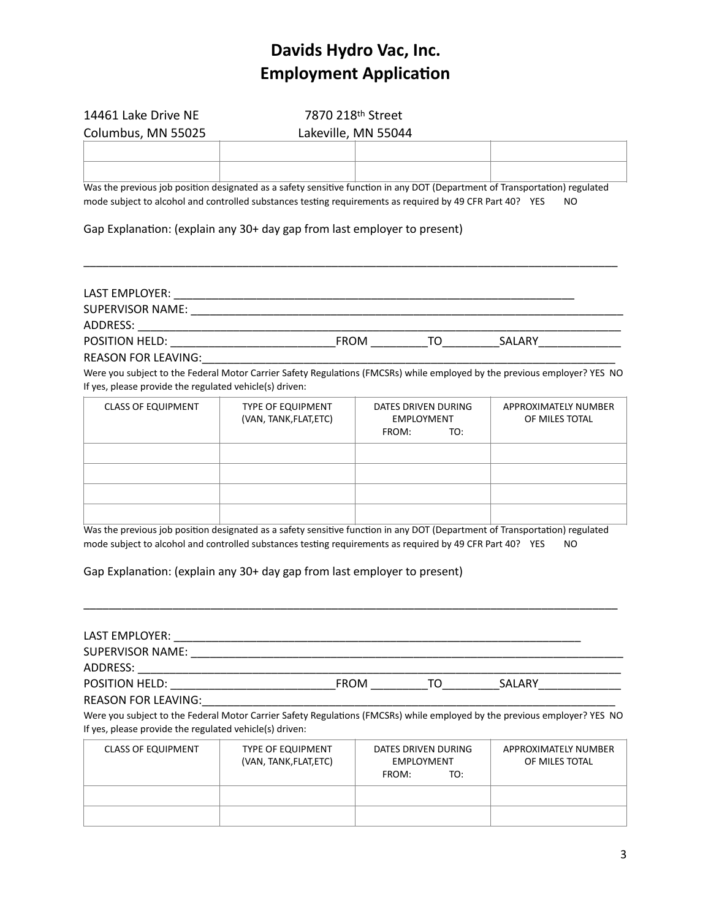# Davids Hydro Vac, Inc.
# Employment Application

14461 Lake Drive NE
Columbus, MN 55025

7870 218th Street
Lakeville, MN 55044

| | | | |
|---|---|---|---|
| | | | |
| | | | |

Was the previous job position designated as a safety sensitive function in any DOT (Department of Transportation) regulated mode subject to alcohol and controlled substances testing requirements as required by 49 CFR Part 40? YES NO

Gap Explanation: (explain any 30+ day gap from last employer to present)

______________________________________________________________________________

LAST EMPLOYER: ___________________________________________________________
SUPERVISOR NAME: _________________________________________________________
ADDRESS: _________________________________________________________________
POSITION HELD: __________________________FROM _________TO_________SALARY_____________
REASON FOR LEAVING:_______________________________________________________

Were you subject to the Federal Motor Carrier Safety Regulations (FMCSRs) while employed by the previous employer? YES NO
If yes, please provide the regulated vehicle(s) driven:

| CLASS OF EQUIPMENT | TYPE OF EQUIPMENT (VAN, TANK,FLAT,ETC) | DATES DRIVEN DURING EMPLOYMENT FROM: TO: | APPROXIMATELY NUMBER OF MILES TOTAL |
|---|---|---|---|
| | | | |
| | | | |
| | | | |
| | | | |

Was the previous job position designated as a safety sensitive function in any DOT (Department of Transportation) regulated mode subject to alcohol and controlled substances testing requirements as required by 49 CFR Part 40? YES NO

Gap Explanation: (explain any 30+ day gap from last employer to present)

______________________________________________________________________________

LAST EMPLOYER: ___________________________________________________________
SUPERVISOR NAME: _________________________________________________________
ADDRESS: _________________________________________________________________
POSITION HELD: __________________________FROM _________TO_________SALARY_____________
REASON FOR LEAVING:_______________________________________________________

Were you subject to the Federal Motor Carrier Safety Regulations (FMCSRs) while employed by the previous employer? YES NO
If yes, please provide the regulated vehicle(s) driven:

| CLASS OF EQUIPMENT | TYPE OF EQUIPMENT (VAN, TANK,FLAT,ETC) | DATES DRIVEN DURING EMPLOYMENT FROM: TO: | APPROXIMATELY NUMBER OF MILES TOTAL |
|---|---|---|---|
| | | | |
| | | | |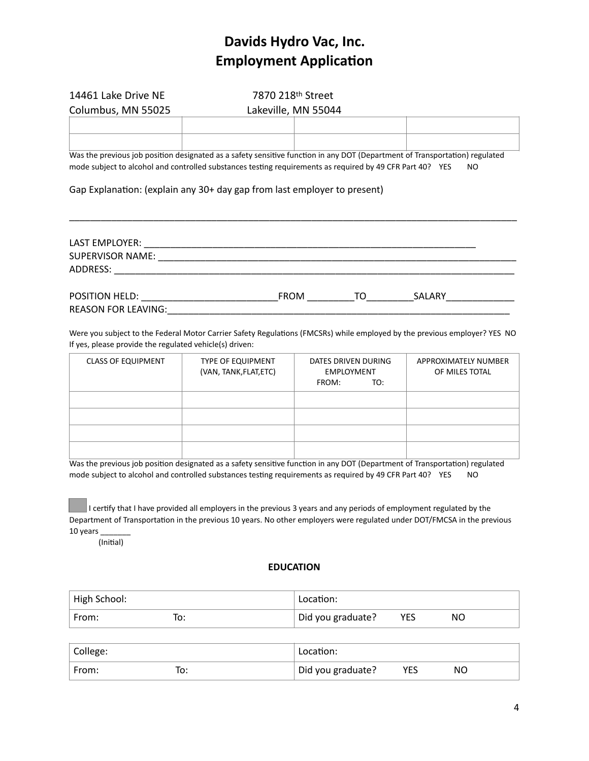# Davids Hydro Vac, Inc.
# Employment Application

| 14461 Lake Drive NE<br>Columbus, MN 55025 | 7870 218th Street<br>Lakeville, MN 55044 | | |
|---|---|---|---|
| | | | |
| | | | |

Was the previous job position designated as a safety sensitive function in any DOT (Department of Transportation) regulated mode subject to alcohol and controlled substances testing requirements as required by 49 CFR Part 40? YES NO

Gap Explanation: (explain any 30+ day gap from last employer to present)

_______________________________________________________________________________

LAST EMPLOYER: ____________________________________________________________

SUPERVISOR NAME: __________________________________________________________

ADDRESS: _________________________________________________________________

POSITION HELD: ________________________FROM _________TO_________SALARY_____________

REASON FOR LEAVING:_________________________________________________________

Were you subject to the Federal Motor Carrier Safety Regulations (FMCSRs) while employed by the previous employer? YES NO
If yes, please provide the regulated vehicle(s) driven:

| CLASS OF EQUIPMENT | TYPE OF EQUIPMENT (VAN, TANK,FLAT,ETC) | DATES DRIVEN DURING EMPLOYMENT FROM: TO: | APPROXIMATELY NUMBER OF MILES TOTAL |
|---|---|---|---|
| | | | |
| | | | |
| | | | |
| | | | |

Was the previous job position designated as a safety sensitive function in any DOT (Department of Transportation) regulated mode subject to alcohol and controlled substances testing requirements as required by 49 CFR Part 40? YES NO

☐ I certify that I have provided all employers in the previous 3 years and any periods of employment regulated by the Department of Transportation in the previous 10 years. No other employers were regulated under DOT/FMCSA in the previous 10 years _______
(Initial)

**EDUCATION**

| High School: | Location: |
|---|---|
| From: To: | Did you graduate? YES NO |

| College: | Location: |
|---|---|
| From: To: | Did you graduate? YES NO |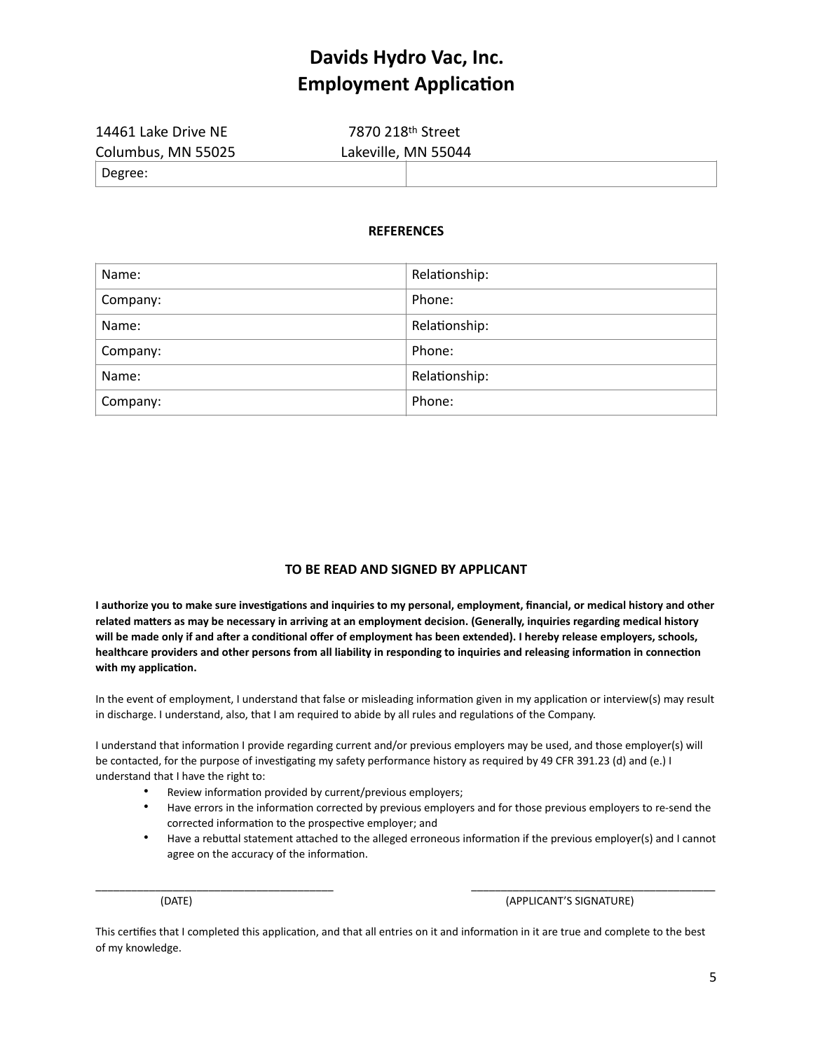# Davids Hydro Vac, Inc.
# Employment Application

14461 Lake Drive NE
Columbus, MN 55025

7870 218th Street
Lakeville, MN 55044

| Degree: | |
|---|---|

### REFERENCES

| Name: | Relationship: |
|---|---|
| Company: | Phone: |
| Name: | Relationship: |
| Company: | Phone: |
| Name: | Relationship: |
| Company: | Phone: |

### TO BE READ AND SIGNED BY APPLICANT

**I authorize you to make sure investigations and inquiries to my personal, employment, financial, or medical history and other related matters as may be necessary in arriving at an employment decision. (Generally, inquiries regarding medical history will be made only if and after a conditional offer of employment has been extended). I hereby release employers, schools, healthcare providers and other persons from all liability in responding to inquiries and releasing information in connection with my application.**

In the event of employment, I understand that false or misleading information given in my application or interview(s) may result in discharge. I understand, also, that I am required to abide by all rules and regulations of the Company.

I understand that information I provide regarding current and/or previous employers may be used, and those employer(s) will be contacted, for the purpose of investigating my safety performance history as required by 49 CFR 391.23 (d) and (e.) I understand that I have the right to:

- Review information provided by current/previous employers;
- Have errors in the information corrected by previous employers and for those previous employers to re-send the corrected information to the prospective employer; and
- Have a rebuttal statement attached to the alleged erroneous information if the previous employer(s) and I cannot agree on the accuracy of the information.

\_\_\_\_\_\_\_\_\_\_\_\_\_\_\_\_\_\_\_\_\_\_\_\_\_\_\_\_\_\_\_\_\_\_\_\_\_\_ (DATE)

\_\_\_\_\_\_\_\_\_\_\_\_\_\_\_\_\_\_\_\_\_\_\_\_\_\_\_\_\_\_\_\_\_\_\_\_\_\_ (APPLICANT'S SIGNATURE)

This certifies that I completed this application, and that all entries on it and information in it are true and complete to the best of my knowledge.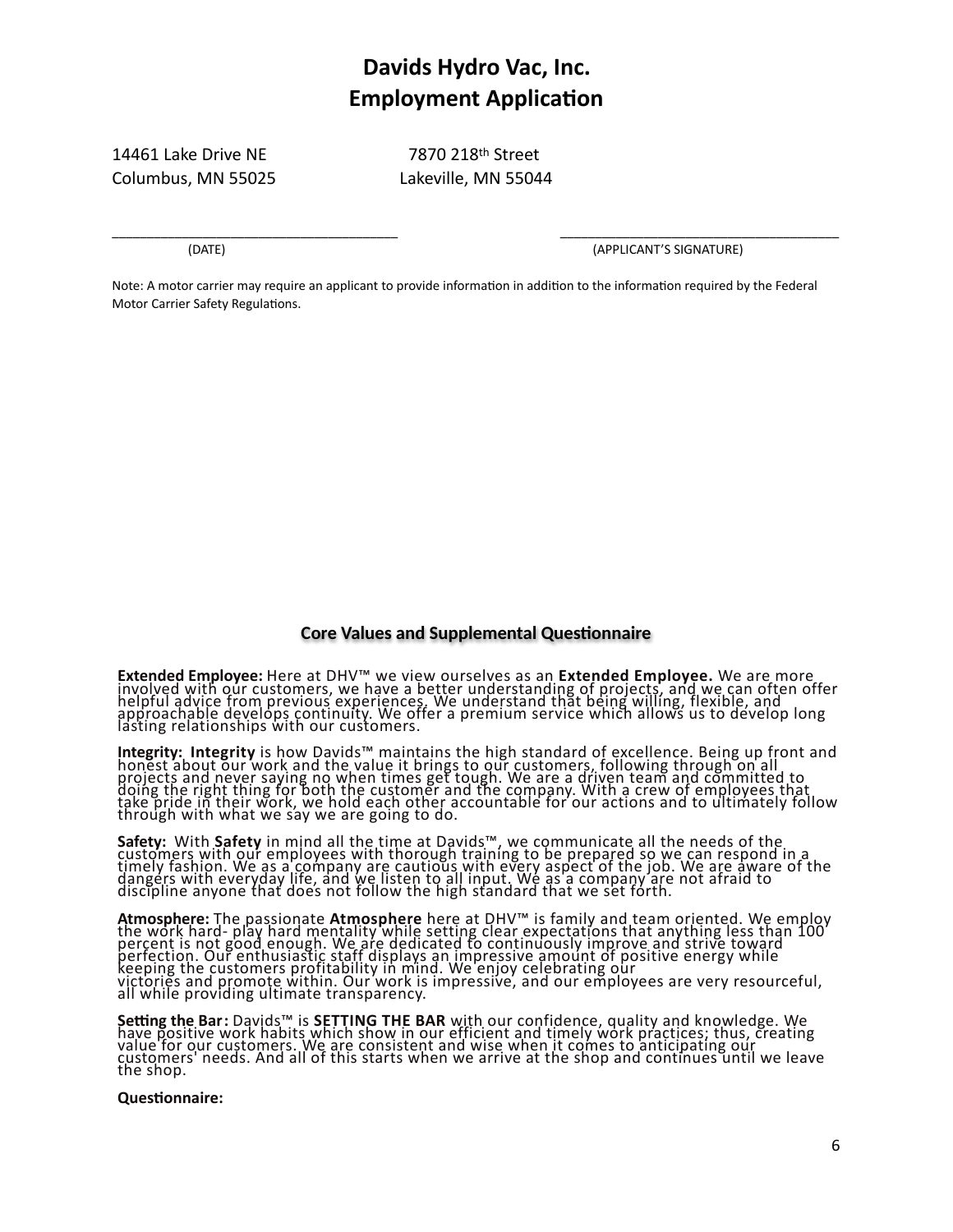# Davids Hydro Vac, Inc.
# Employment Application

14461 Lake Drive NE
Columbus, MN 55025

7870 218th Street
Lakeville, MN 55044

\_\_\_\_\_\_\_\_\_\_\_\_\_\_\_\_\_\_\_\_\_\_\_\_\_\_\_\_\_\_\_\_\_\_\_\_
(DATE)

\_\_\_\_\_\_\_\_\_\_\_\_\_\_\_\_\_\_\_\_\_\_\_\_\_\_\_\_\_\_\_\_\_\_\_\_
(APPLICANT'S SIGNATURE)

Note: A motor carrier may require an applicant to provide information in addition to the information required by the Federal Motor Carrier Safety Regulations.

## Core Values and Supplemental Questionnaire

**Extended Employee:** Here at DHV™ we view ourselves as an **Extended Employee.** We are more involved with our customers, we have a better understanding of projects, and we can often offer helpful advice from previous experiences. We understand that being willing, flexible, and approachable develops continuity. We offer a premium service which allows us to develop long lasting relationships with our customers.

**Integrity:** **Integrity** is how Davids™ maintains the high standard of excellence. Being up front and honest about our work and the value it brings to our customers, following through on all projects and never saying no when times get tough. We are a driven team and committed to doing the right thing for both the customer and the company. With a crew of employees that take pride in their work, we hold each other accountable for our actions and to ultimately follow through with what we say we are going to do.

**Safety:** With **Safety** in mind all the time at Davids™, we communicate all the needs of the customers with our employees with thorough training to be prepared so we can respond in a timely fashion. We as a company are cautious with every aspect of the job. We are aware of the dangers with everyday life, and we listen to all input. We as a company are not afraid to discipline anyone that does not follow the high standard that we set forth.

**Atmosphere:** The passionate **Atmosphere** here at DHV™ is family and team oriented. We employ the work hard- play hard mentality while setting clear expectations that anything less than 100 percent is not good enough. We are dedicated to continuously improve and strive toward perfection. Our enthusiastic staff displays an impressive amount of positive energy while keeping the customers profitability in mind. We enjoy celebrating our victories and promote within. Our work is impressive, and our employees are very resourceful, all while providing ultimate transparency.

**Setting the Bar:** Davids™ is **SETTING THE BAR** with our confidence, quality and knowledge. We have positive work habits which show in our efficient and timely work practices; thus, creating value for our customers. We are consistent and wise when it comes to anticipating our customers' needs. And all of this starts when we arrive at the shop and continues until we leave the shop.

**Questionnaire:**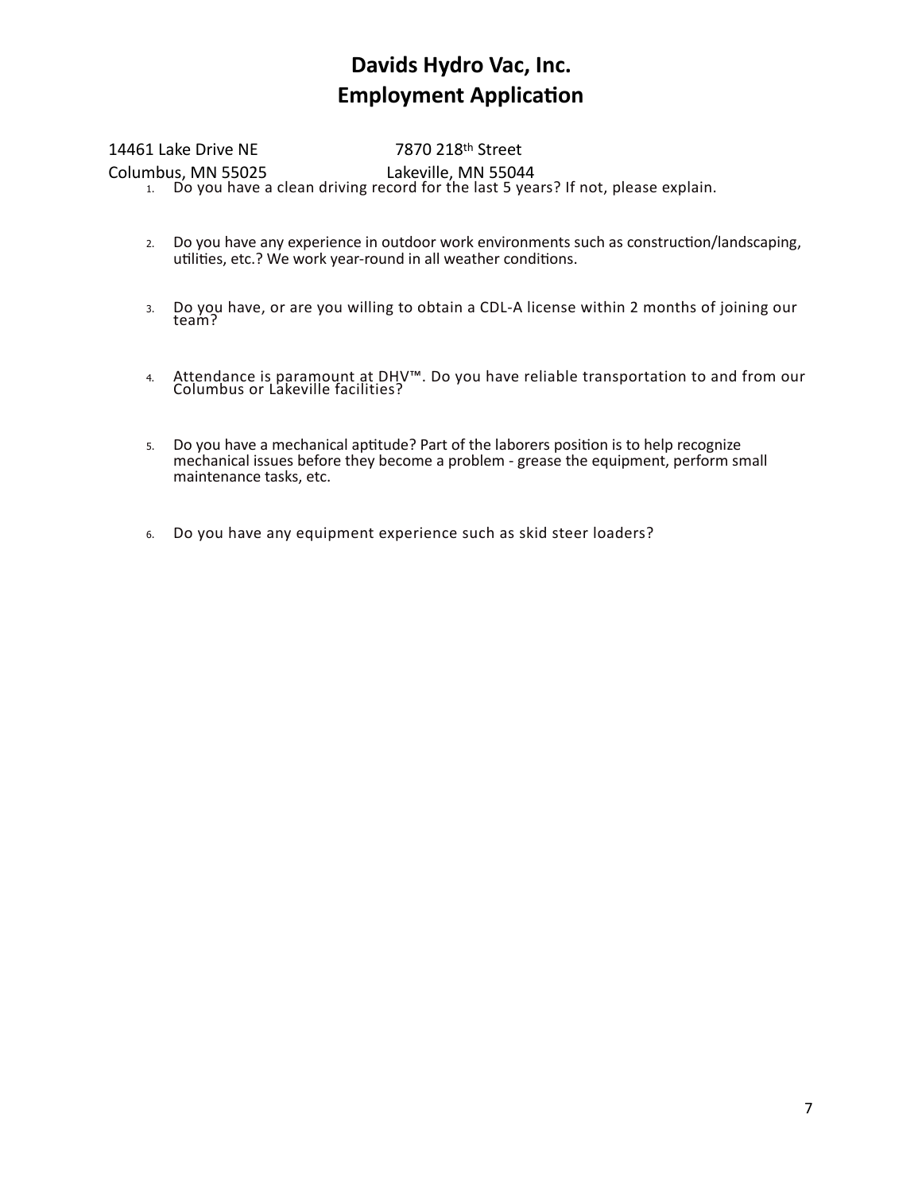# Davids Hydro Vac, Inc.
# Employment Application

14461 Lake Drive NE
Columbus, MN 55025

7870 218th Street
Lakeville, MN 55044

1. Do you have a clean driving record for the last 5 years? If not, please explain.

2. Do you have any experience in outdoor work environments such as construction/landscaping, utilities, etc.? We work year-round in all weather conditions.

3. Do you have, or are you willing to obtain a CDL-A license within 2 months of joining our team?

4. Attendance is paramount at DHV™. Do you have reliable transportation to and from our Columbus or Lakeville facilities?

5. Do you have a mechanical aptitude? Part of the laborers position is to help recognize mechanical issues before they become a problem - grease the equipment, perform small maintenance tasks, etc.

6. Do you have any equipment experience such as skid steer loaders?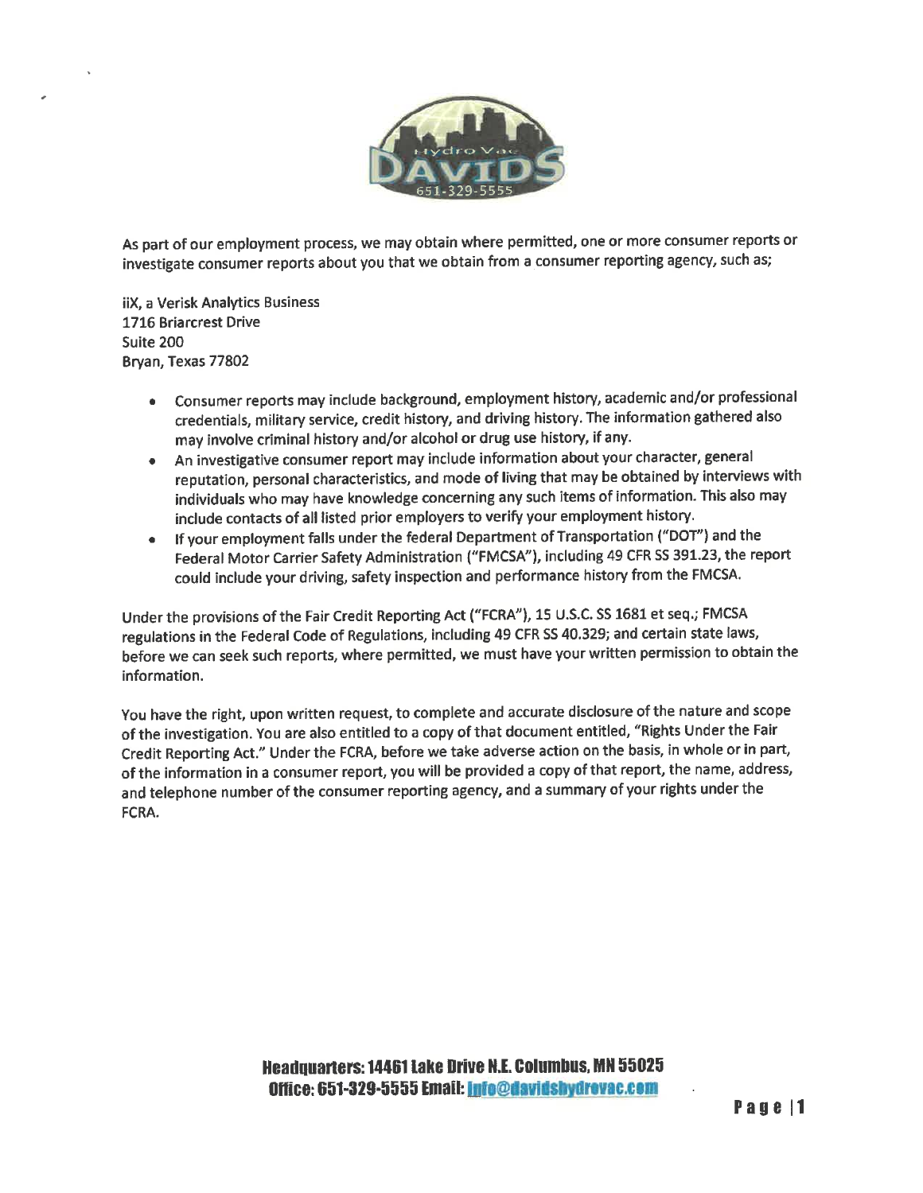As part of our employment process, we may obtain where permitted, one or more consumer reports or investigate consumer reports about you that we obtain from a consumer reporting agency, such as;

iiX, a Verisk Analytics Business
1716 Briarcrest Drive
Suite 200
Bryan, Texas 77802

- Consumer reports may include background, employment history, academic and/or professional credentials, military service, credit history, and driving history. The information gathered also may involve criminal history and/or alcohol or drug use history, if any.
- An investigative consumer report may include information about your character, general reputation, personal characteristics, and mode of living that may be obtained by interviews with individuals who may have knowledge concerning any such items of information. This also may include contacts of all listed prior employers to verify your employment history.
- If your employment falls under the federal Department of Transportation ("DOT") and the Federal Motor Carrier Safety Administration ("FMCSA"), including 49 CFR SS 391.23, the report could include your driving, safety inspection and performance history from the FMCSA.

Under the provisions of the Fair Credit Reporting Act ("FCRA"), 15 U.S.C. SS 1681 et seq.; FMCSA regulations in the Federal Code of Regulations, including 49 CFR SS 40.329; and certain state laws, before we can seek such reports, where permitted, we must have your written permission to obtain the information.

You have the right, upon written request, to complete and accurate disclosure of the nature and scope of the investigation. You are also entitled to a copy of that document entitled, "Rights Under the Fair Credit Reporting Act." Under the FCRA, before we take adverse action on the basis, in whole or in part, of the information in a consumer report, you will be provided a copy of that report, the name, address, and telephone number of the consumer reporting agency, and a summary of your rights under the FCRA.

**Headquarters: 14461 Lake Drive N.E. Columbus, MN 55025**
**Office: 651-329-5555 Email: Info@davidshydrovac.com**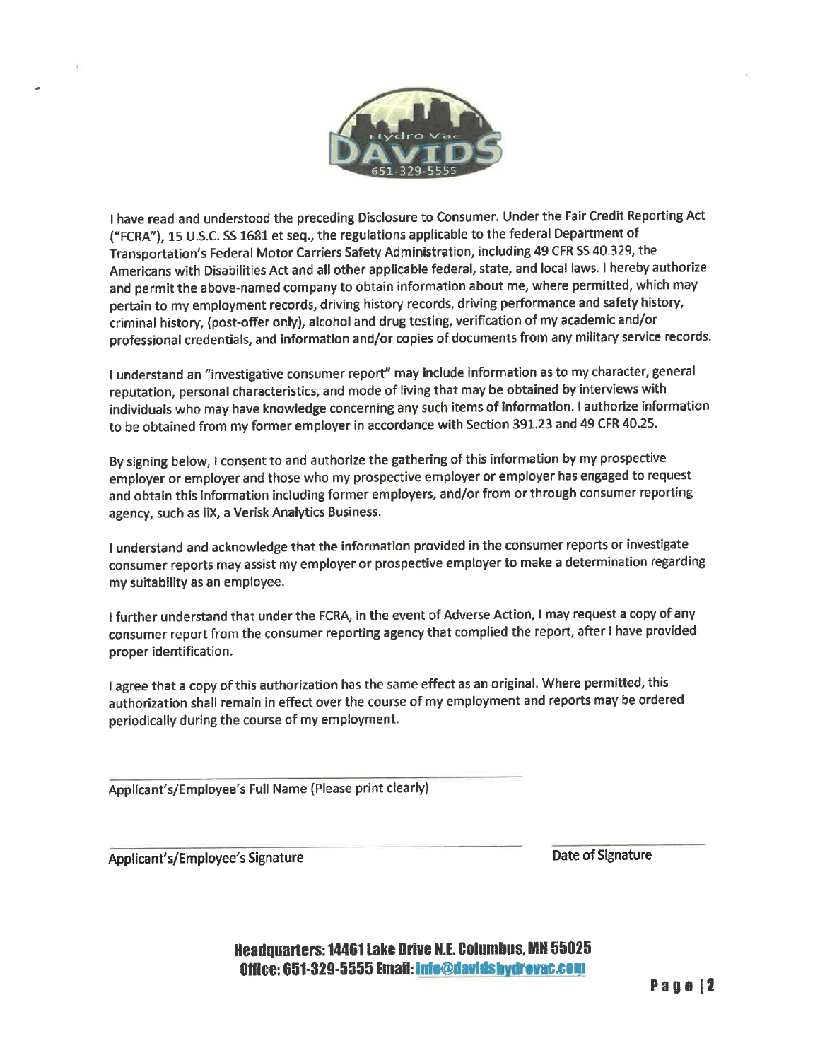I have read and understood the preceding Disclosure to Consumer. Under the Fair Credit Reporting Act ("FCRA"), 15 U.S.C. SS 1681 et seq., the regulations applicable to the federal Department of Transportation's Federal Motor Carriers Safety Administration, including 49 CFR SS 40.329, the Americans with Disabilities Act and all other applicable federal, state, and local laws. I hereby authorize and permit the above-named company to obtain information about me, where permitted, which may pertain to my employment records, driving history records, driving performance and safety history, criminal history, (post-offer only), alcohol and drug testing, verification of my academic and/or professional credentials, and information and/or copies of documents from any military service records.

I understand an "investigative consumer report" may include information as to my character, general reputation, personal characteristics, and mode of living that may be obtained by interviews with individuals who may have knowledge concerning any such items of information. I authorize information to be obtained from my former employer in accordance with Section 391.23 and 49 CFR 40.25.

By signing below, I consent to and authorize the gathering of this information by my prospective employer or employer and those who my prospective employer or employer has engaged to request and obtain this information including former employers, and/or from or through consumer reporting agency, such as iiX, a Verisk Analytics Business.

I understand and acknowledge that the information provided in the consumer reports or investigate consumer reports may assist my employer or prospective employer to make a determination regarding my suitability as an employee.

I further understand that under the FCRA, in the event of Adverse Action, I may request a copy of any consumer report from the consumer reporting agency that complied the report, after I have provided proper identification.

I agree that a copy of this authorization has the same effect as an original. Where permitted, this authorization shall remain in effect over the course of my employment and reports may be ordered periodically during the course of my employment.

_______________________________________________
Applicant's/Employee's Full Name (Please print clearly)

_______________________________________________ ____________________
Applicant's/Employee's Signature Date of Signature

**Headquarters: 14461 Lake Drive N.E. Columbus, MN 55025**
**Office: 651-329-5555 Email: info@davidshydrovac.com**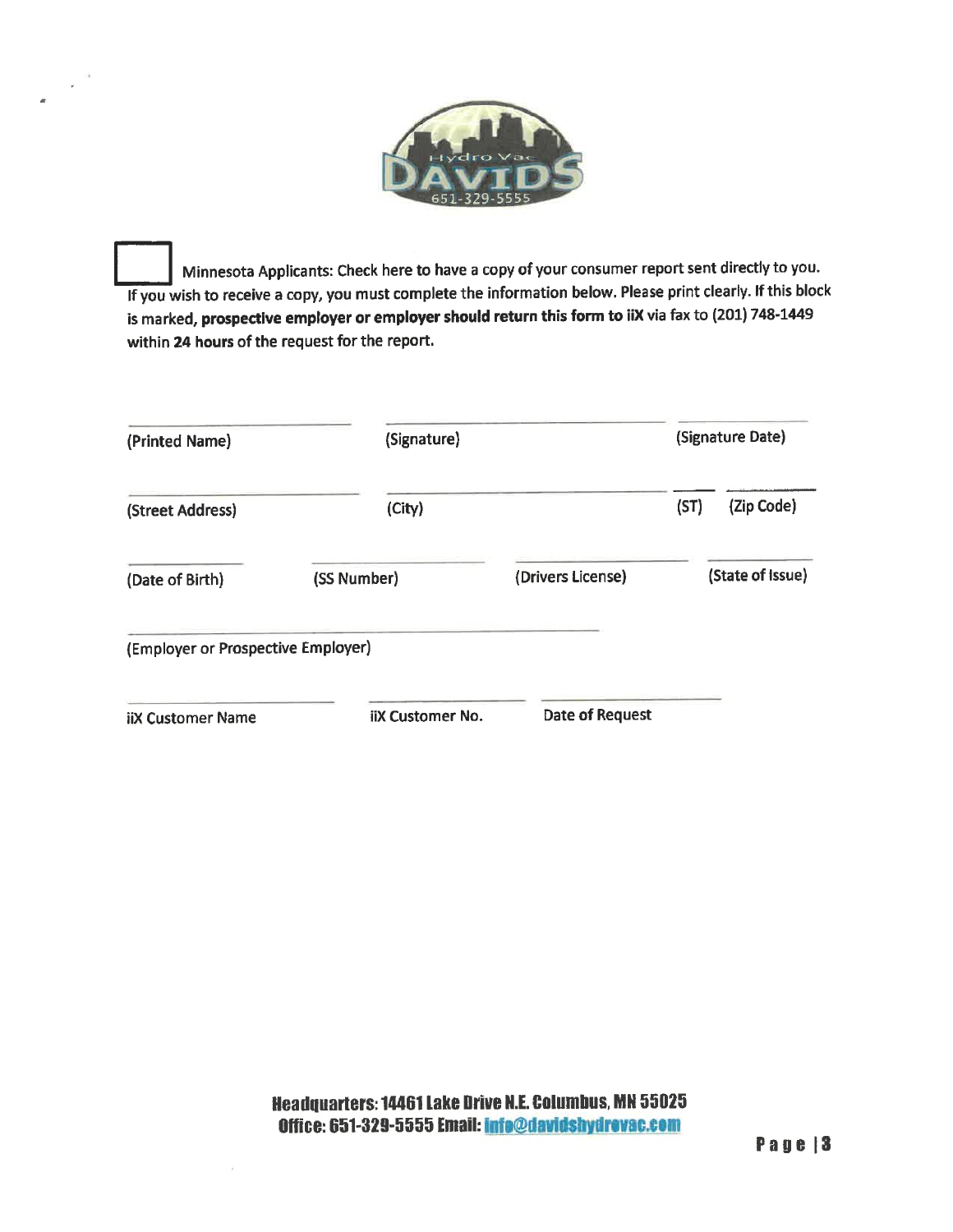☐ Minnesota Applicants: Check here to have a copy of your consumer report sent directly to you. If you wish to receive a copy, you must complete the information below. Please print clearly. If this block is marked, **prospective employer or employer should return this form to iiX** via fax to (201) 748-1449 within **24 hours** of the request for the report.

| | | |
|---|---|---|
| (Printed Name) | (Signature) | (Signature Date) |

| | | | |
|---|---|---|---|
| (Street Address) | (City) | (ST) | (Zip Code) |

| | | | |
|---|---|---|---|
| (Date of Birth) | (SS Number) | (Drivers License) | (State of Issue) |

(Employer or Prospective Employer)

| | | |
|---|---|---|
| iiX Customer Name | iiX Customer No. | Date of Request |

**Headquarters: 14461 Lake Drive N.E. Columbus, MN 55025**
**Office: 651-329-5555 Email: info@davidshydrovac.com**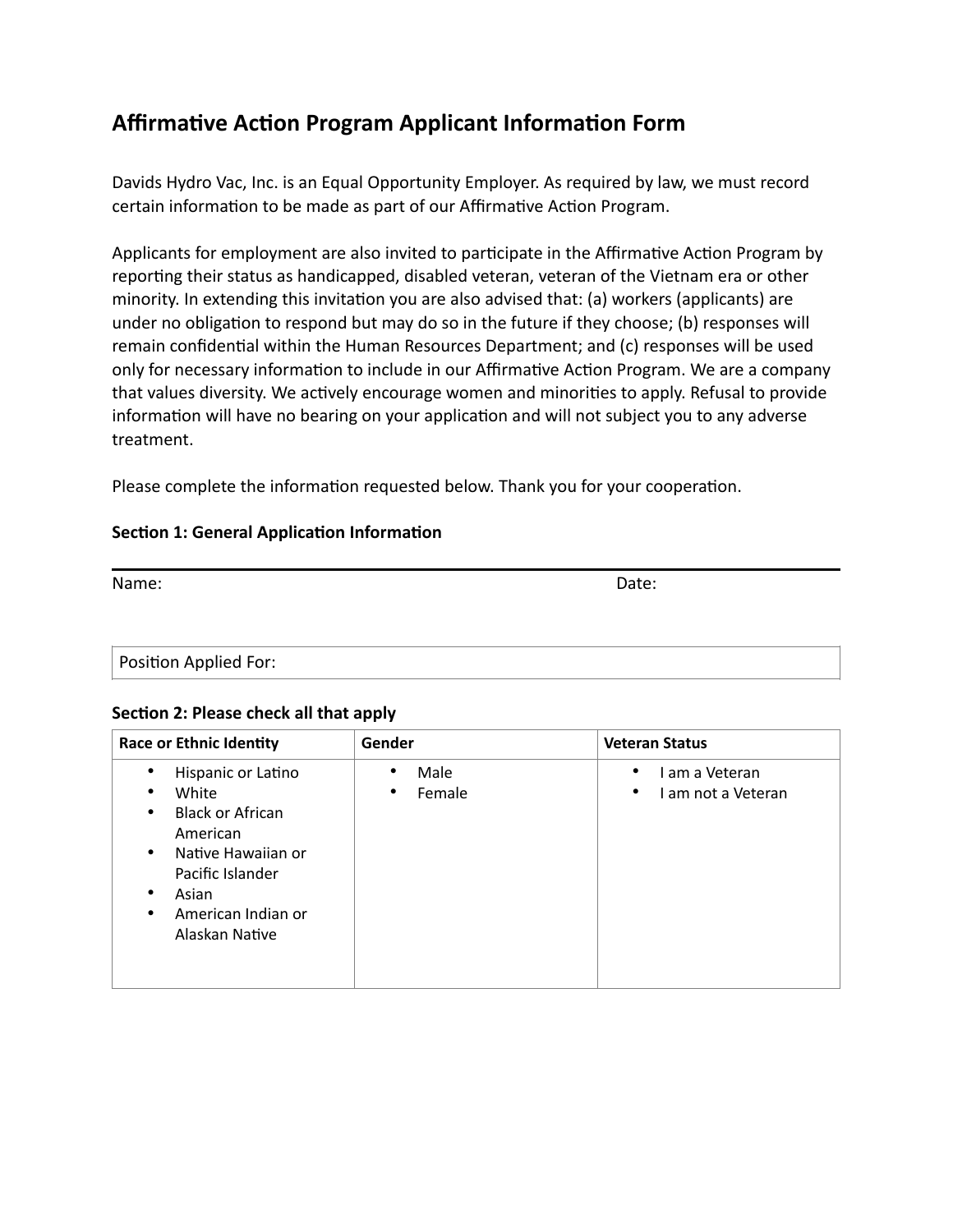# Affirmative Action Program Applicant Information Form

Davids Hydro Vac, Inc. is an Equal Opportunity Employer. As required by law, we must record certain information to be made as part of our Affirmative Action Program.

Applicants for employment are also invited to participate in the Affirmative Action Program by reporting their status as handicapped, disabled veteran, veteran of the Vietnam era or other minority. In extending this invitation you are also advised that: (a) workers (applicants) are under no obligation to respond but may do so in the future if they choose; (b) responses will remain confidential within the Human Resources Department; and (c) responses will be used only for necessary information to include in our Affirmative Action Program. We are a company that values diversity. We actively encourage women and minorities to apply. Refusal to provide information will have no bearing on your application and will not subject you to any adverse treatment.

Please complete the information requested below. Thank you for your cooperation.

**Section 1: General Application Information**

Name: Date:

Position Applied For:

**Section 2: Please check all that apply**

| Race or Ethnic Identity | Gender | Veteran Status |
|---|---|---|
| • Hispanic or Latino<br>• White<br>• Black or African American<br>• Native Hawaiian or Pacific Islander<br>• Asian<br>• American Indian or Alaskan Native | • Male<br>• Female | • I am a Veteran<br>• I am not a Veteran |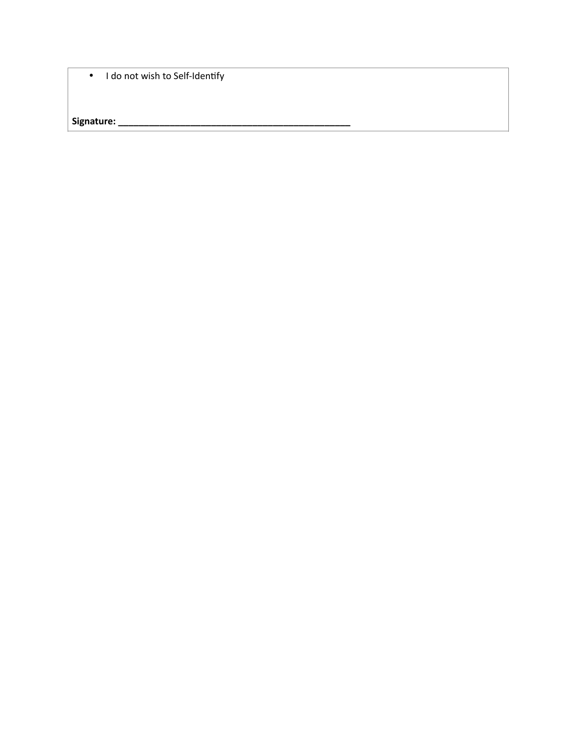- I do not wish to Self-Identify

**Signature: _____________________________________________**